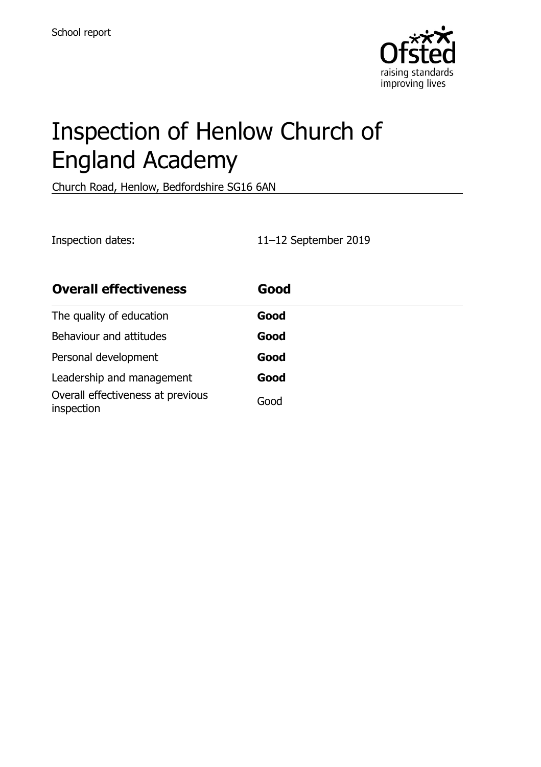School report

# Inspection of Henlow Church of England Academy

Church Road, Henlow, Bedfordshire SG16 6AN

Inspection dates: 11–12 September 2019

| **Overall effectiveness** | **Good** |
| --- | --- |
| The quality of education | **Good** |
| Behaviour and attitudes | **Good** |
| Personal development | **Good** |
| Leadership and management | **Good** |
| Overall effectiveness at previous inspection | Good |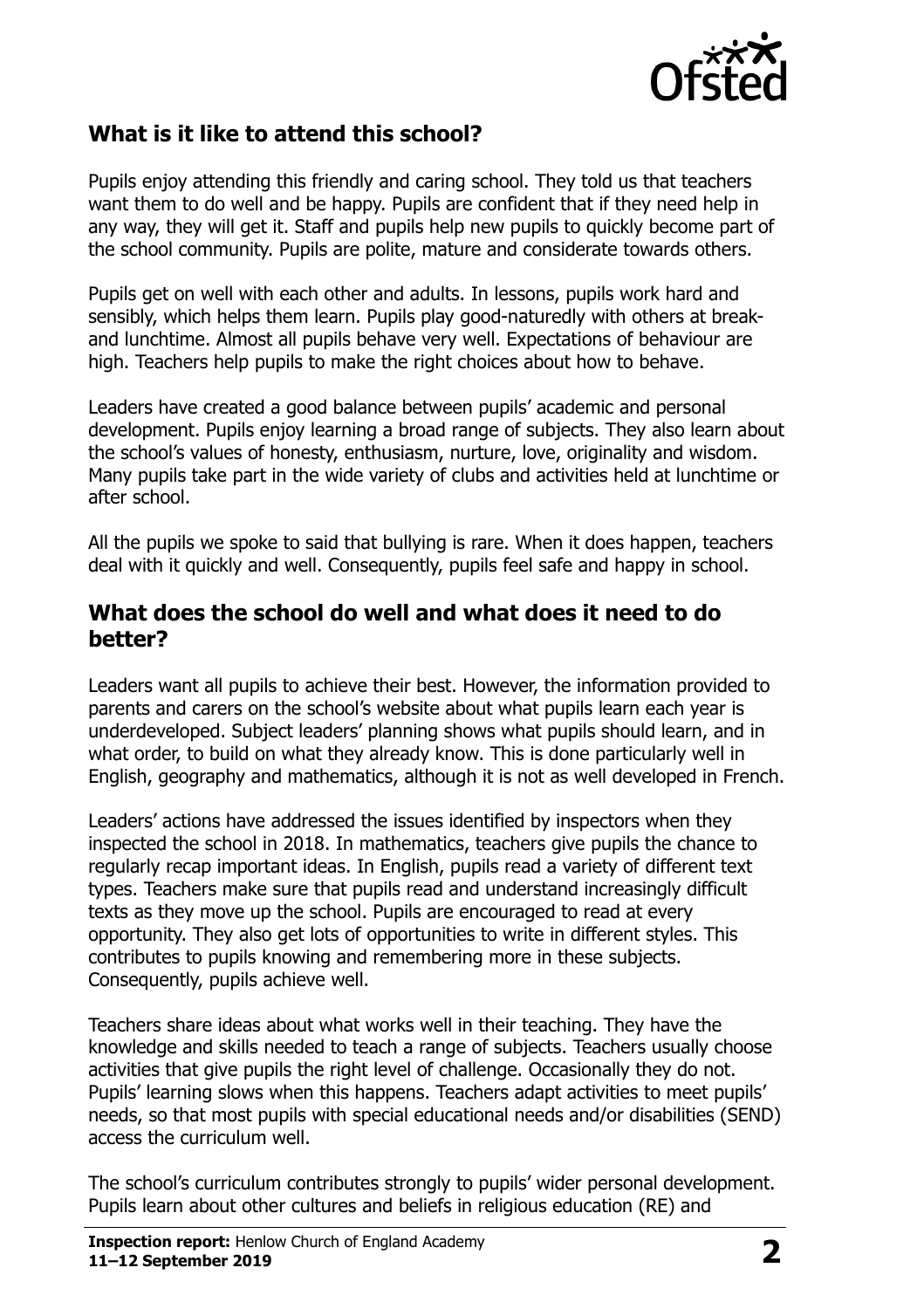## What is it like to attend this school?

Pupils enjoy attending this friendly and caring school. They told us that teachers want them to do well and be happy. Pupils are confident that if they need help in any way, they will get it. Staff and pupils help new pupils to quickly become part of the school community. Pupils are polite, mature and considerate towards others.

Pupils get on well with each other and adults. In lessons, pupils work hard and sensibly, which helps them learn. Pupils play good-naturedly with others at break- and lunchtime. Almost all pupils behave very well. Expectations of behaviour are high. Teachers help pupils to make the right choices about how to behave.

Leaders have created a good balance between pupils' academic and personal development. Pupils enjoy learning a broad range of subjects. They also learn about the school's values of honesty, enthusiasm, nurture, love, originality and wisdom. Many pupils take part in the wide variety of clubs and activities held at lunchtime or after school.

All the pupils we spoke to said that bullying is rare. When it does happen, teachers deal with it quickly and well. Consequently, pupils feel safe and happy in school.

## What does the school do well and what does it need to do better?

Leaders want all pupils to achieve their best. However, the information provided to parents and carers on the school's website about what pupils learn each year is underdeveloped. Subject leaders' planning shows what pupils should learn, and in what order, to build on what they already know. This is done particularly well in English, geography and mathematics, although it is not as well developed in French.

Leaders' actions have addressed the issues identified by inspectors when they inspected the school in 2018. In mathematics, teachers give pupils the chance to regularly recap important ideas. In English, pupils read a variety of different text types. Teachers make sure that pupils read and understand increasingly difficult texts as they move up the school. Pupils are encouraged to read at every opportunity. They also get lots of opportunities to write in different styles. This contributes to pupils knowing and remembering more in these subjects. Consequently, pupils achieve well.

Teachers share ideas about what works well in their teaching. They have the knowledge and skills needed to teach a range of subjects. Teachers usually choose activities that give pupils the right level of challenge. Occasionally they do not. Pupils' learning slows when this happens. Teachers adapt activities to meet pupils' needs, so that most pupils with special educational needs and/or disabilities (SEND) access the curriculum well.

The school's curriculum contributes strongly to pupils' wider personal development. Pupils learn about other cultures and beliefs in religious education (RE) and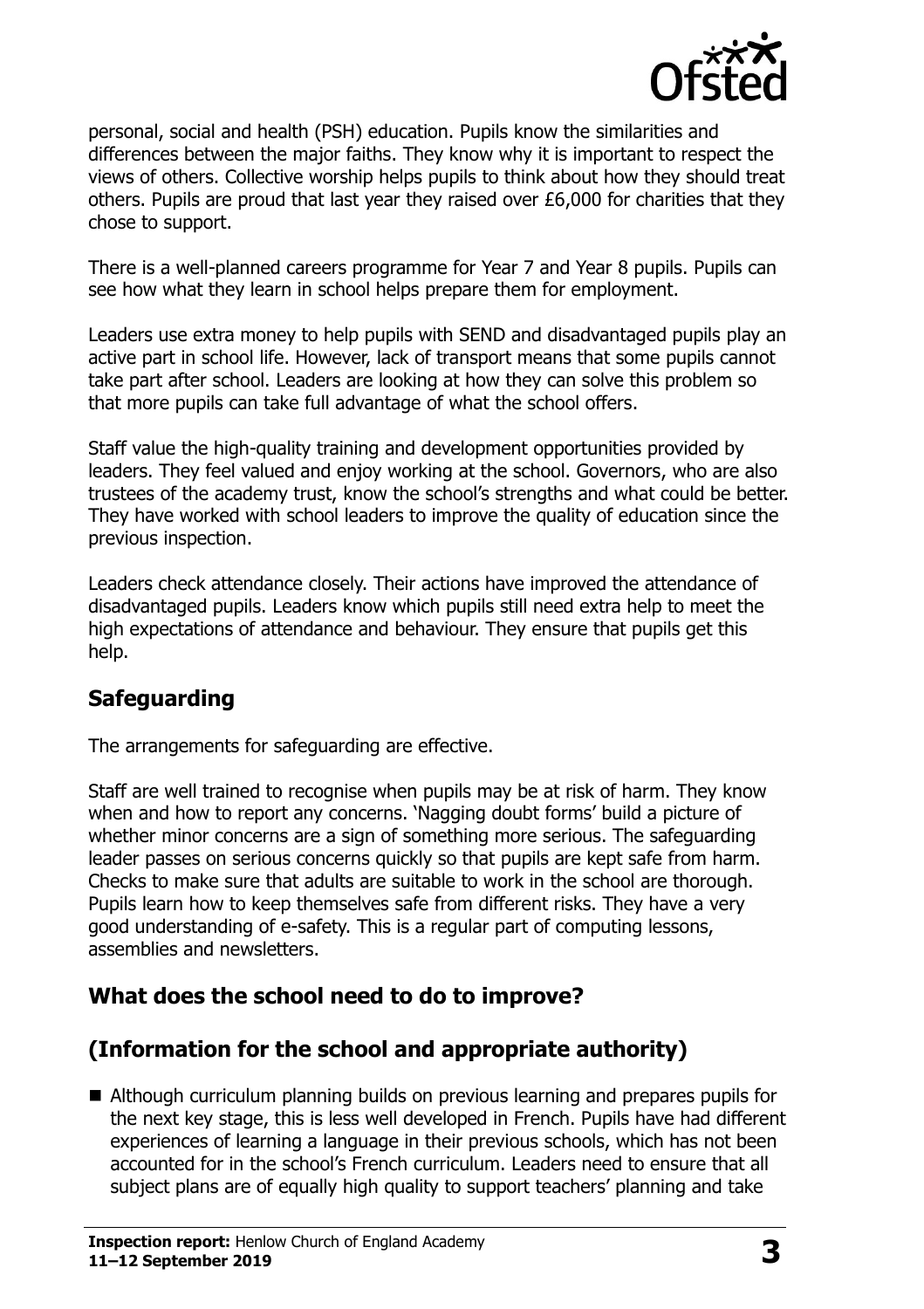personal, social and health (PSH) education. Pupils know the similarities and differences between the major faiths. They know why it is important to respect the views of others. Collective worship helps pupils to think about how they should treat others. Pupils are proud that last year they raised over £6,000 for charities that they chose to support.

There is a well-planned careers programme for Year 7 and Year 8 pupils. Pupils can see how what they learn in school helps prepare them for employment.

Leaders use extra money to help pupils with SEND and disadvantaged pupils play an active part in school life. However, lack of transport means that some pupils cannot take part after school. Leaders are looking at how they can solve this problem so that more pupils can take full advantage of what the school offers.

Staff value the high-quality training and development opportunities provided by leaders. They feel valued and enjoy working at the school. Governors, who are also trustees of the academy trust, know the school's strengths and what could be better. They have worked with school leaders to improve the quality of education since the previous inspection.

Leaders check attendance closely. Their actions have improved the attendance of disadvantaged pupils. Leaders know which pupils still need extra help to meet the high expectations of attendance and behaviour. They ensure that pupils get this help.

## Safeguarding

The arrangements for safeguarding are effective.

Staff are well trained to recognise when pupils may be at risk of harm. They know when and how to report any concerns. 'Nagging doubt forms' build a picture of whether minor concerns are a sign of something more serious. The safeguarding leader passes on serious concerns quickly so that pupils are kept safe from harm. Checks to make sure that adults are suitable to work in the school are thorough. Pupils learn how to keep themselves safe from different risks. They have a very good understanding of e-safety. This is a regular part of computing lessons, assemblies and newsletters.

## What does the school need to do to improve?

## (Information for the school and appropriate authority)

- Although curriculum planning builds on previous learning and prepares pupils for the next key stage, this is less well developed in French. Pupils have had different experiences of learning a language in their previous schools, which has not been accounted for in the school's French curriculum. Leaders need to ensure that all subject plans are of equally high quality to support teachers' planning and take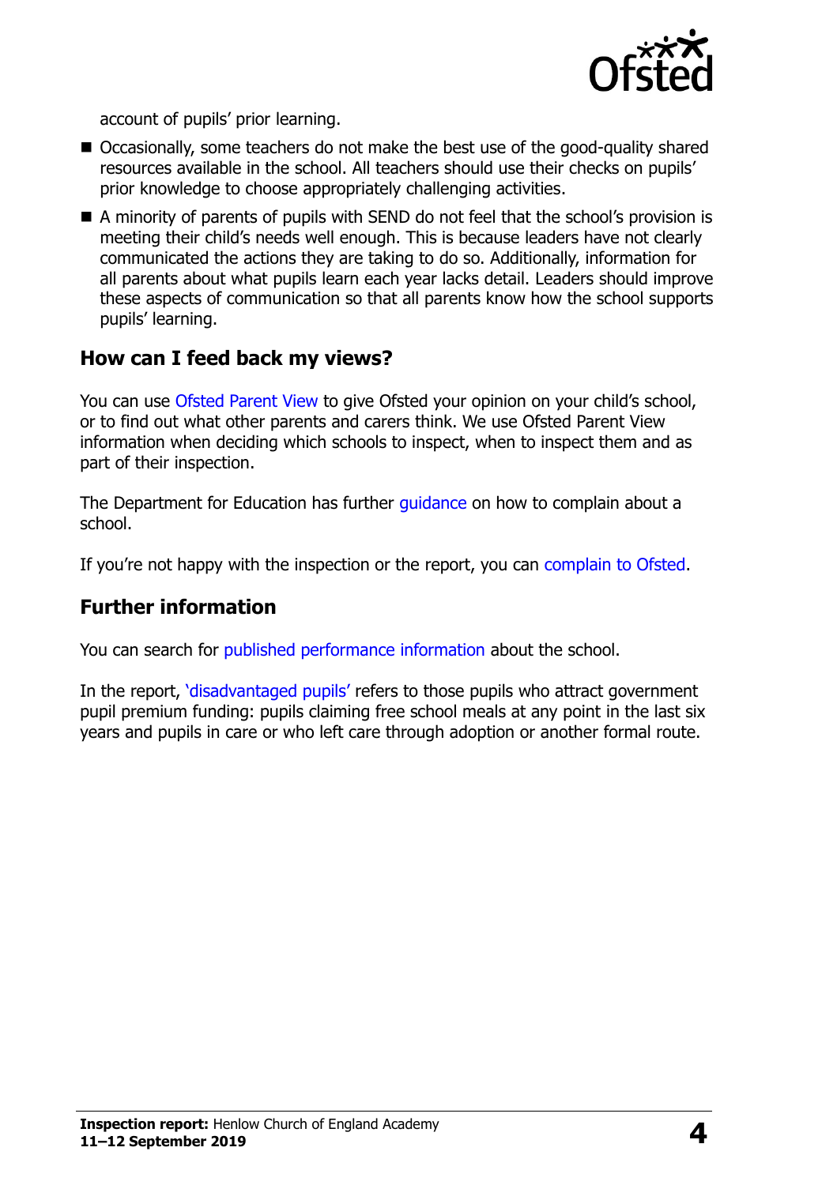account of pupils' prior learning.

- Occasionally, some teachers do not make the best use of the good-quality shared resources available in the school. All teachers should use their checks on pupils' prior knowledge to choose appropriately challenging activities.
- A minority of parents of pupils with SEND do not feel that the school's provision is meeting their child's needs well enough. This is because leaders have not clearly communicated the actions they are taking to do so. Additionally, information for all parents about what pupils learn each year lacks detail. Leaders should improve these aspects of communication so that all parents know how the school supports pupils' learning.

## How can I feed back my views?

You can use Ofsted Parent View to give Ofsted your opinion on your child's school, or to find out what other parents and carers think. We use Ofsted Parent View information when deciding which schools to inspect, when to inspect them and as part of their inspection.

The Department for Education has further guidance on how to complain about a school.

If you're not happy with the inspection or the report, you can complain to Ofsted.

## Further information

You can search for published performance information about the school.

In the report, 'disadvantaged pupils' refers to those pupils who attract government pupil premium funding: pupils claiming free school meals at any point in the last six years and pupils in care or who left care through adoption or another formal route.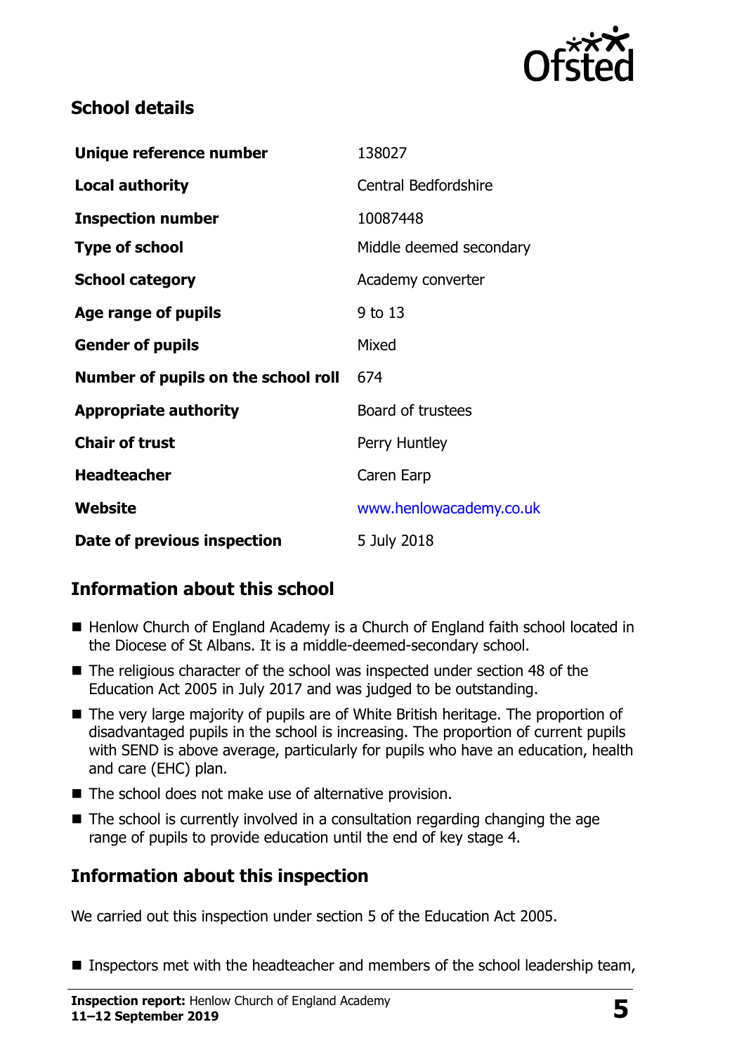## School details

| | |
|---|---|
| **Unique reference number** | 138027 |
| **Local authority** | Central Bedfordshire |
| **Inspection number** | 10087448 |
| **Type of school** | Middle deemed secondary |
| **School category** | Academy converter |
| **Age range of pupils** | 9 to 13 |
| **Gender of pupils** | Mixed |
| **Number of pupils on the school roll** | 674 |
| **Appropriate authority** | Board of trustees |
| **Chair of trust** | Perry Huntley |
| **Headteacher** | Caren Earp |
| **Website** | www.henlowacademy.co.uk |
| **Date of previous inspection** | 5 July 2018 |

## Information about this school

- Henlow Church of England Academy is a Church of England faith school located in the Diocese of St Albans. It is a middle-deemed-secondary school.
- The religious character of the school was inspected under section 48 of the Education Act 2005 in July 2017 and was judged to be outstanding.
- The very large majority of pupils are of White British heritage. The proportion of disadvantaged pupils in the school is increasing. The proportion of current pupils with SEND is above average, particularly for pupils who have an education, health and care (EHC) plan.
- The school does not make use of alternative provision.
- The school is currently involved in a consultation regarding changing the age range of pupils to provide education until the end of key stage 4.

## Information about this inspection

We carried out this inspection under section 5 of the Education Act 2005.

- Inspectors met with the headteacher and members of the school leadership team,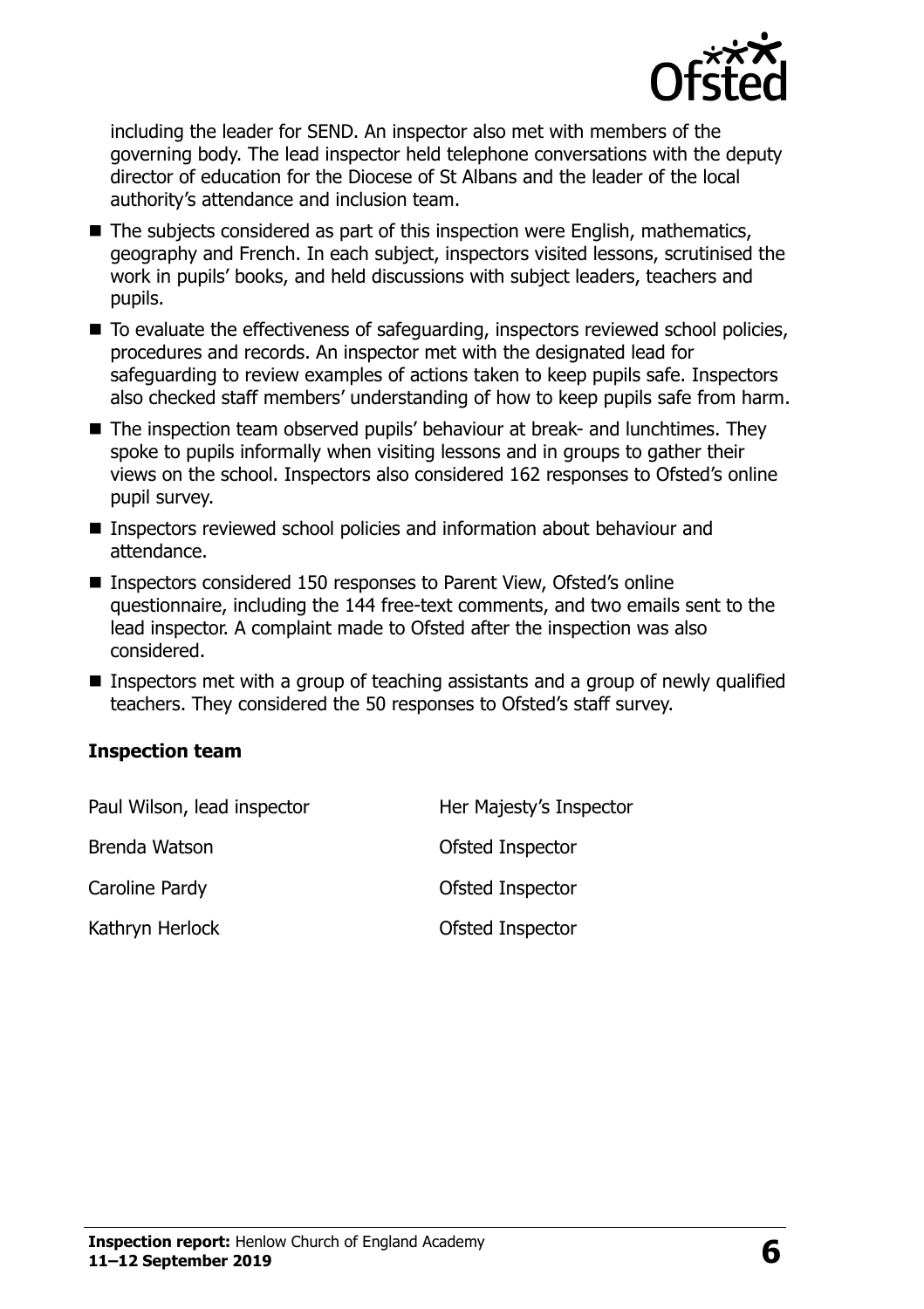including the leader for SEND. An inspector also met with members of the governing body. The lead inspector held telephone conversations with the deputy director of education for the Diocese of St Albans and the leader of the local authority's attendance and inclusion team.

- The subjects considered as part of this inspection were English, mathematics, geography and French. In each subject, inspectors visited lessons, scrutinised the work in pupils' books, and held discussions with subject leaders, teachers and pupils.
- To evaluate the effectiveness of safeguarding, inspectors reviewed school policies, procedures and records. An inspector met with the designated lead for safeguarding to review examples of actions taken to keep pupils safe. Inspectors also checked staff members' understanding of how to keep pupils safe from harm.
- The inspection team observed pupils' behaviour at break- and lunchtimes. They spoke to pupils informally when visiting lessons and in groups to gather their views on the school. Inspectors also considered 162 responses to Ofsted's online pupil survey.
- Inspectors reviewed school policies and information about behaviour and attendance.
- Inspectors considered 150 responses to Parent View, Ofsted's online questionnaire, including the 144 free-text comments, and two emails sent to the lead inspector. A complaint made to Ofsted after the inspection was also considered.
- Inspectors met with a group of teaching assistants and a group of newly qualified teachers. They considered the 50 responses to Ofsted's staff survey.

### Inspection team

| | |
|---|---|
| Paul Wilson, lead inspector | Her Majesty's Inspector |
| Brenda Watson | Ofsted Inspector |
| Caroline Pardy | Ofsted Inspector |
| Kathryn Herlock | Ofsted Inspector |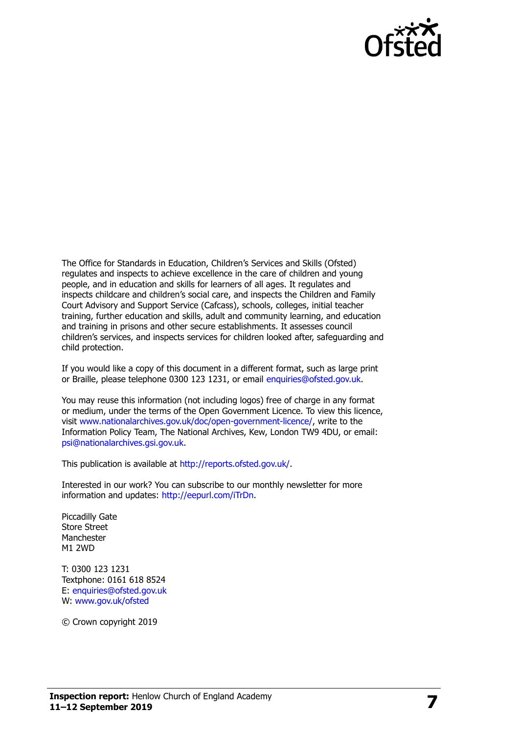The Office for Standards in Education, Children's Services and Skills (Ofsted) regulates and inspects to achieve excellence in the care of children and young people, and in education and skills for learners of all ages. It regulates and inspects childcare and children's social care, and inspects the Children and Family Court Advisory and Support Service (Cafcass), schools, colleges, initial teacher training, further education and skills, adult and community learning, and education and training in prisons and other secure establishments. It assesses council children's services, and inspects services for children looked after, safeguarding and child protection.

If you would like a copy of this document in a different format, such as large print or Braille, please telephone 0300 123 1231, or email enquiries@ofsted.gov.uk.

You may reuse this information (not including logos) free of charge in any format or medium, under the terms of the Open Government Licence. To view this licence, visit www.nationalarchives.gov.uk/doc/open-government-licence/, write to the Information Policy Team, The National Archives, Kew, London TW9 4DU, or email: psi@nationalarchives.gsi.gov.uk.

This publication is available at http://reports.ofsted.gov.uk/.

Interested in our work? You can subscribe to our monthly newsletter for more information and updates: http://eepurl.com/iTrDn.

Piccadilly Gate
Store Street
Manchester
M1 2WD

T: 0300 123 1231
Textphone: 0161 618 8524
E: enquiries@ofsted.gov.uk
W: www.gov.uk/ofsted

© Crown copyright 2019